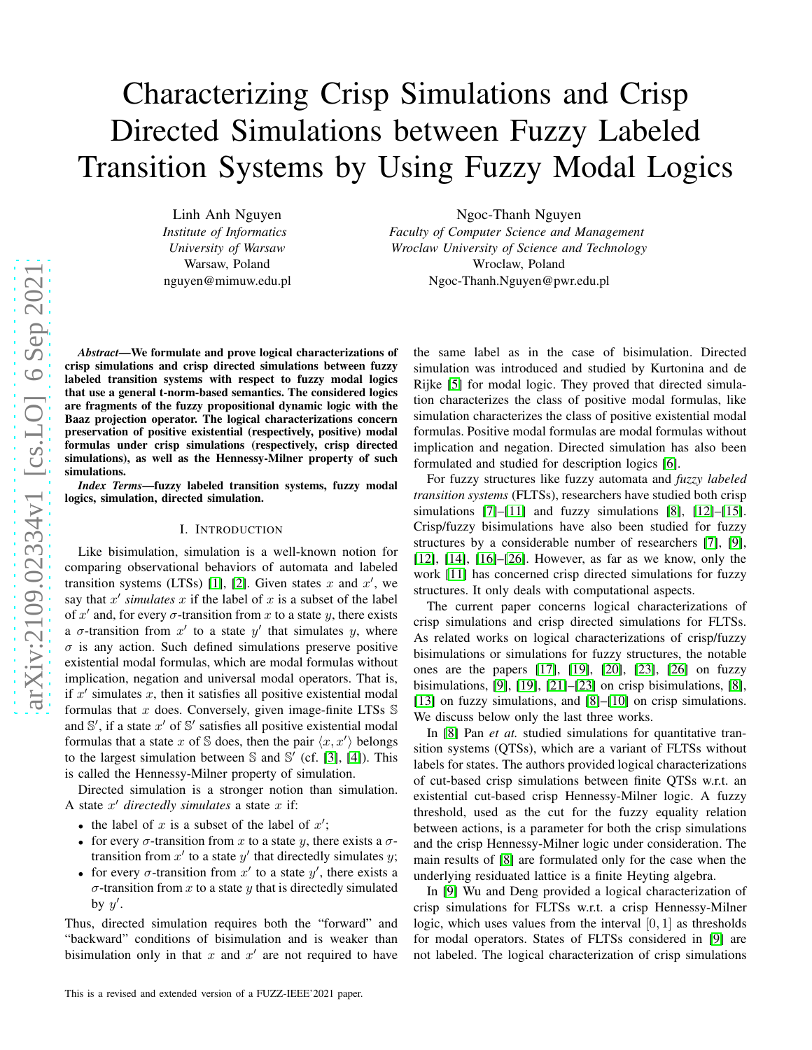# Characterizing Crisp Simulations and Crisp Directed Simulations between Fuzzy Labeled Transition Systems by Using Fuzzy Modal Logics

Linh Anh Nguyen
*Institute of Informatics*
*University of Warsaw*
Warsaw, Poland
nguyen@mimuw.edu.pl

Ngoc-Thanh Nguyen
*Faculty of Computer Science and Management*
*Wroclaw University of Science and Technology*
Wroclaw, Poland
Ngoc-Thanh.Nguyen@pwr.edu.pl

***Abstract*—We formulate and prove logical characterizations of crisp simulations and crisp directed simulations between fuzzy labeled transition systems with respect to fuzzy modal logics that use a general t-norm-based semantics. The considered logics are fragments of the fuzzy propositional dynamic logic with the Baaz projection operator. The logical characterizations concern preservation of positive existential (respectively, positive) modal formulas under crisp simulations (respectively, crisp directed simulations), as well as the Hennessy-Milner property of such simulations.**

***Index Terms*—fuzzy labeled transition systems, fuzzy modal logics, simulation, directed simulation.**

## I. Introduction

Like bisimulation, simulation is a well-known notion for comparing observational behaviors of automata and labeled transition systems (LTSs) [1], [2]. Given states $x$ and $x'$, we say that $x'$ *simulates* $x$ if the label of $x$ is a subset of the label of $x'$ and, for every $\sigma$-transition from $x$ to a state $y$, there exists a $\sigma$-transition from $x'$ to a state $y'$ that simulates $y$, where $\sigma$ is any action. Such defined simulations preserve positive existential modal formulas, which are modal formulas without implication, negation and universal modal operators. That is, if $x'$ simulates $x$, then it satisfies all positive existential modal formulas that $x$ does. Conversely, given image-finite LTSs $\mathbb{S}$ and $\mathbb{S}'$, if a state $x'$ of $\mathbb{S}'$ satisfies all positive existential modal formulas that a state $x$ of $\mathbb{S}$ does, then the pair $\langle x, x' \rangle$ belongs to the largest simulation between $\mathbb{S}$ and $\mathbb{S}'$ (cf. [3], [4]). This is called the Hennessy-Milner property of simulation.

Directed simulation is a stronger notion than simulation. A state $x'$ *directedly simulates* a state $x$ if:

- the label of $x$ is a subset of the label of $x'$;
- for every $\sigma$-transition from $x$ to a state $y$, there exists a $\sigma$-transition from $x'$ to a state $y'$ that directedly simulates $y$;
- for every $\sigma$-transition from $x'$ to a state $y'$, there exists a $\sigma$-transition from $x$ to a state $y$ that is directedly simulated by $y'$.

Thus, directed simulation requires both the "forward" and "backward" conditions of bisimulation and is weaker than bisimulation only in that $x$ and $x'$ are not required to have the same label as in the case of bisimulation. Directed simulation was introduced and studied by Kurtonina and de Rijke [5] for modal logic. They proved that directed simulation characterizes the class of positive modal formulas, like simulation characterizes the class of positive existential modal formulas. Positive modal formulas are modal formulas without implication and negation. Directed simulation has also been formulated and studied for description logics [6].

For fuzzy structures like fuzzy automata and *fuzzy labeled transition systems* (FLTSs), researchers have studied both crisp simulations [7]–[11] and fuzzy simulations [8], [12]–[15]. Crisp/fuzzy bisimulations have also been studied for fuzzy structures by a considerable number of researchers [7], [9], [12], [14], [16]–[26]. However, as far as we know, only the work [11] has concerned crisp directed simulations for fuzzy structures. It only deals with computational aspects.

The current paper concerns logical characterizations of crisp simulations and crisp directed simulations for FLTSs. As related works on logical characterizations of crisp/fuzzy bisimulations or simulations for fuzzy structures, the notable ones are the papers [17], [19], [20], [23], [26] on fuzzy bisimulations, [9], [19], [21]–[23] on crisp bisimulations, [8], [13] on fuzzy simulations, and [8]–[10] on crisp simulations. We discuss below only the last three works.

In [8] Pan *et al.* studied simulations for quantitative transition systems (QTSs), which are a variant of FLTSs without labels for states. The authors provided logical characterizations of cut-based crisp simulations between finite QTSs w.r.t. an existential cut-based crisp Hennessy-Milner logic. A fuzzy threshold, used as the cut for the fuzzy equality relation between actions, is a parameter for both the crisp simulations and the crisp Hennessy-Milner logic under consideration. The main results of [8] are formulated only for the case when the underlying residuated lattice is a finite Heyting algebra.

In [9] Wu and Deng provided a logical characterization of crisp simulations for FLTSs w.r.t. a crisp Hennessy-Milner logic, which uses values from the interval $[0, 1]$ as thresholds for modal operators. States of FLTSs considered in [9] are not labeled. The logical characterization of crisp simulations

This is a revised and extended version of a FUZZ-IEEE'2021 paper.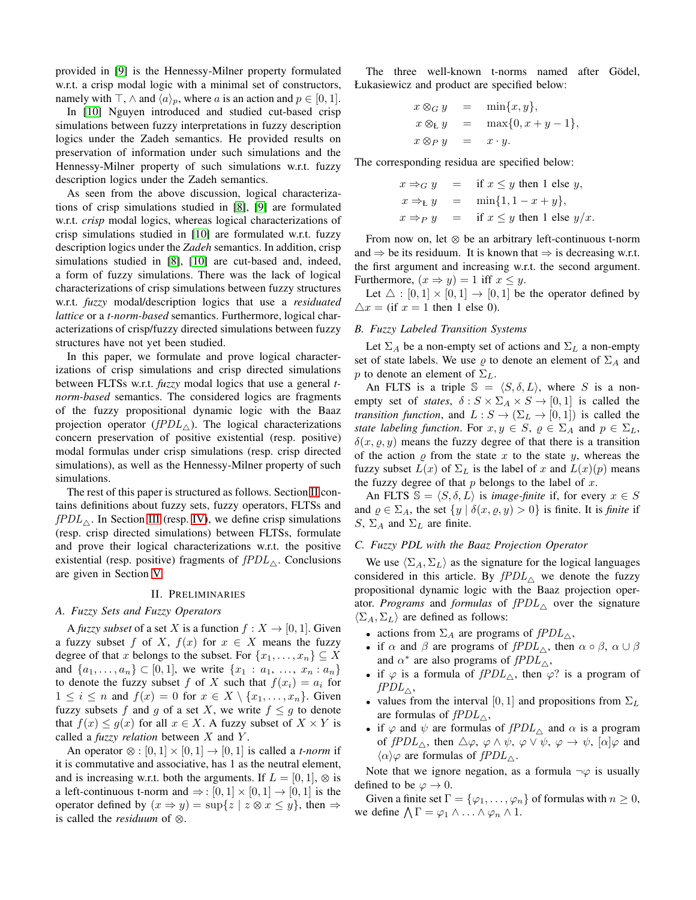provided in [9] is the Hennessy-Milner property formulated w.r.t. a crisp modal logic with a minimal set of constructors, namely with $\top$, $\wedge$ and $\langle a \rangle_p$, where $a$ is an action and $p \in [0, 1]$.

In [10] Nguyen introduced and studied cut-based crisp simulations between fuzzy interpretations in fuzzy description logics under the Zadeh semantics. He provided results on preservation of information under such simulations and the Hennessy-Milner property of such simulations w.r.t. fuzzy description logics under the Zadeh semantics.

As seen from the above discussion, logical characterizations of crisp simulations studied in [8], [9] are formulated w.r.t. *crisp* modal logics, whereas logical characterizations of crisp simulations studied in [10] are formulated w.r.t. fuzzy description logics under the *Zadeh* semantics. In addition, crisp simulations studied in [8], [10] are cut-based and, indeed, a form of fuzzy simulations. There was the lack of logical characterizations of crisp simulations between fuzzy structures w.r.t. *fuzzy* modal/description logics that use a *residuated lattice* or a *t-norm-based* semantics. Furthermore, logical characterizations of crisp/fuzzy directed simulations between fuzzy structures have not yet been studied.

In this paper, we formulate and prove logical characterizations of crisp simulations and crisp directed simulations between FLTSs w.r.t. *fuzzy* modal logics that use a general *t-norm-based* semantics. The considered logics are fragments of the fuzzy propositional dynamic logic with the Baaz projection operator ($fPDL_\triangle$). The logical characterizations concern preservation of positive existential (resp. positive) modal formulas under crisp simulations (resp. crisp directed simulations), as well as the Hennessy-Milner property of such simulations.

The rest of this paper is structured as follows. Section II contains definitions about fuzzy sets, fuzzy operators, FLTSs and $fPDL_\triangle$. In Section III (resp. IV), we define crisp simulations (resp. crisp directed simulations) between FLTSs, formulate and prove their logical characterizations w.r.t. the positive existential (resp. positive) fragments of $fPDL_\triangle$. Conclusions are given in Section V.

## II. Preliminaries

### A. Fuzzy Sets and Fuzzy Operators

A *fuzzy subset* of a set $X$ is a function $f : X \to [0, 1]$. Given a fuzzy subset $f$ of $X$, $f(x)$ for $x \in X$ means the fuzzy degree of that $x$ belongs to the subset. For $\{x_1, \ldots, x_n\} \subseteq X$ and $\{a_1, \ldots, a_n\} \subset [0, 1]$, we write $\{x_1 : a_1, \ldots, x_n : a_n\}$ to denote the fuzzy subset $f$ of $X$ such that $f(x_i) = a_i$ for $1 \leq i \leq n$ and $f(x) = 0$ for $x \in X \setminus \{x_1, \ldots, x_n\}$. Given fuzzy subsets $f$ and $g$ of a set $X$, we write $f \leq g$ to denote that $f(x) \leq g(x)$ for all $x \in X$. A fuzzy subset of $X \times Y$ is called a *fuzzy relation* between $X$ and $Y$.

An operator $\otimes : [0, 1] \times [0, 1] \to [0, 1]$ is called a *t-norm* if it is commutative and associative, has 1 as the neutral element, and is increasing w.r.t. both the arguments. If $L = [0, 1]$, $\otimes$ is a left-continuous t-norm and $\Rightarrow : [0, 1] \times [0, 1] \to [0, 1]$ is the operator defined by $(x \Rightarrow y) = \sup\{z \mid z \otimes x \leq y\}$, then $\Rightarrow$ is called the *residuum* of $\otimes$.

The three well-known t-norms named after Gödel, Łukasiewicz and product are specified below:

$$
\begin{aligned}
x \otimes_G y &= \min\{x, y\},\\
x \otimes_Ł y &= \max\{0, x + y - 1\},\\
x \otimes_P y &= x \cdot y.
\end{aligned}
$$

The corresponding residua are specified below:

$$
\begin{aligned}
x \Rightarrow_G y &= \text{if } x \leq y \text{ then } 1 \text{ else } y,\\
x \Rightarrow_Ł y &= \min\{1, 1 - x + y\},\\
x \Rightarrow_P y &= \text{if } x \leq y \text{ then } 1 \text{ else } y/x.
\end{aligned}
$$

From now on, let $\otimes$ be an arbitrary left-continuous t-norm and $\Rightarrow$ be its residuum. It is known that $\Rightarrow$ is decreasing w.r.t. the first argument and increasing w.r.t. the second argument. Furthermore, $(x \Rightarrow y) = 1$ iff $x \leq y$.

Let $\triangle : [0, 1] \times [0, 1] \to [0, 1]$ be the operator defined by $\triangle x =$ (if $x = 1$ then 1 else 0).

### B. Fuzzy Labeled Transition Systems

Let $\Sigma_A$ be a non-empty set of actions and $\Sigma_L$ a non-empty set of state labels. We use $\varrho$ to denote an element of $\Sigma_A$ and $p$ to denote an element of $\Sigma_L$.

An FLTS is a triple $\mathbb{S} = \langle S, \delta, L \rangle$, where $S$ is a non-empty set of *states*, $\delta : S \times \Sigma_A \times S \to [0, 1]$ is called the *transition function*, and $L : S \to (\Sigma_L \to [0, 1])$ is called the *state labeling function*. For $x, y \in S$, $\varrho \in \Sigma_A$ and $p \in \Sigma_L$, $\delta(x, \varrho, y)$ means the fuzzy degree of that there is a transition of the action $\varrho$ from the state $x$ to the state $y$, whereas the fuzzy subset $L(x)$ of $\Sigma_L$ is the label of $x$ and $L(x)(p)$ means the fuzzy degree of that $p$ belongs to the label of $x$.

An FLTS $\mathbb{S} = \langle S, \delta, L \rangle$ is *image-finite* if, for every $x \in S$ and $\varrho \in \Sigma_A$, the set $\{y \mid \delta(x, \varrho, y) > 0\}$ is finite. It is *finite* if $S$, $\Sigma_A$ and $\Sigma_L$ are finite.

### C. Fuzzy PDL with the Baaz Projection Operator

We use $\langle \Sigma_A, \Sigma_L \rangle$ as the signature for the logical languages considered in this article. By $fPDL_\triangle$ we denote the fuzzy propositional dynamic logic with the Baaz projection operator. *Programs* and *formulas* of $fPDL_\triangle$ over the signature $\langle \Sigma_A, \Sigma_L \rangle$ are defined as follows:

- actions from $\Sigma_A$ are programs of $fPDL_\triangle$,
- if $\alpha$ and $\beta$ are programs of $fPDL_\triangle$, then $\alpha \circ \beta$, $\alpha \cup \beta$ and $\alpha^*$ are also programs of $fPDL_\triangle$,
- if $\varphi$ is a formula of $fPDL_\triangle$, then $\varphi?$ is a program of $fPDL_\triangle$,
- values from the interval $[0, 1]$ and propositions from $\Sigma_L$ are formulas of $fPDL_\triangle$,
- if $\varphi$ and $\psi$ are formulas of $fPDL_\triangle$ and $\alpha$ is a program of $fPDL_\triangle$, then $\triangle\varphi$, $\varphi \wedge \psi$, $\varphi \vee \psi$, $\varphi \to \psi$, $[\alpha]\varphi$ and $\langle \alpha \rangle \varphi$ are formulas of $fPDL_\triangle$.

Note that we ignore negation, as a formula $\neg\varphi$ is usually defined to be $\varphi \to 0$.

Given a finite set $\Gamma = \{\varphi_1, \ldots, \varphi_n\}$ of formulas with $n \geq 0$, we define $\bigwedge \Gamma = \varphi_1 \wedge \ldots \wedge \varphi_n \wedge 1$.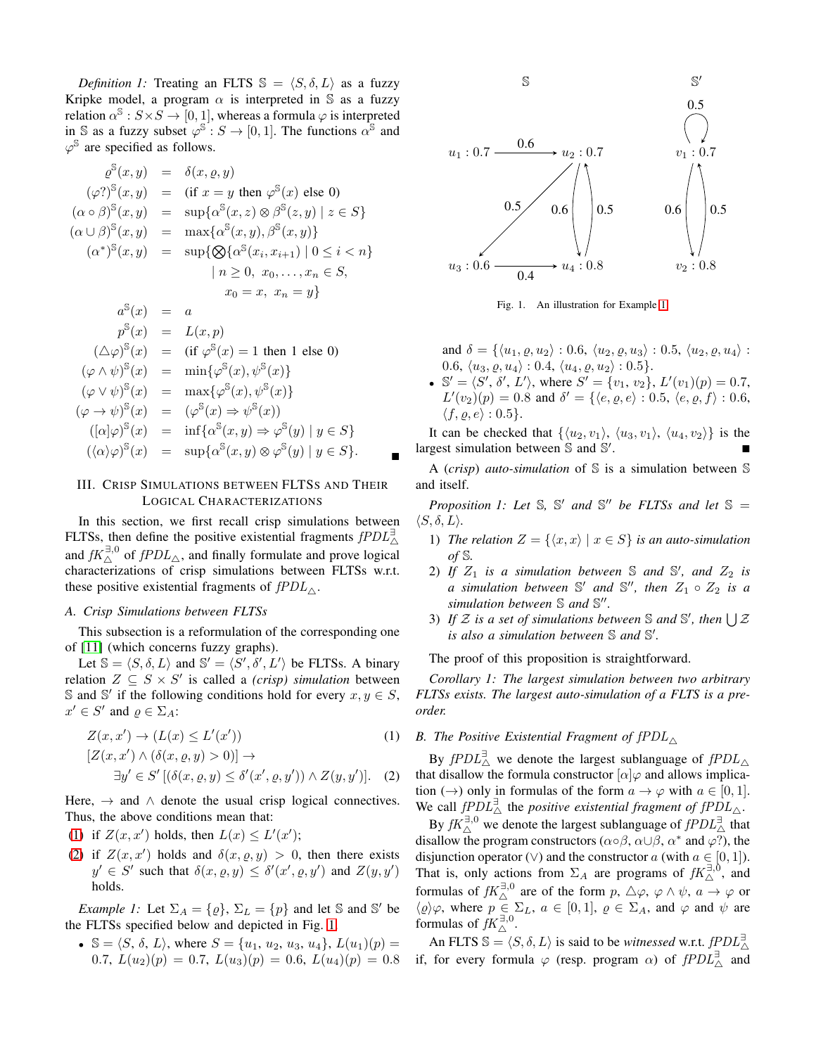*Definition 1:* Treating an FLTS $\mathbb{S} = \langle S, \delta, L\rangle$ as a fuzzy Kripke model, a program $\alpha$ is interpreted in $\mathbb{S}$ as a fuzzy relation $\alpha^{\mathbb{S}} : S \times S \to [0,1]$, whereas a formula $\varphi$ is interpreted in $\mathbb{S}$ as a fuzzy subset $\varphi^{\mathbb{S}} : S \to [0,1]$. The functions $\alpha^{\mathbb{S}}$ and $\varphi^{\mathbb{S}}$ are specified as follows.

$$
\begin{aligned}
\varrho^{\mathbb{S}}(x,y) &= \delta(x,\varrho,y)\\
(\varphi?)^{\mathbb{S}}(x,y) &= (\text{if } x = y \text{ then } \varphi^{\mathbb{S}}(x) \text{ else } 0)\\
(\alpha \circ \beta)^{\mathbb{S}}(x,y) &= \sup\{\alpha^{\mathbb{S}}(x,z) \otimes \beta^{\mathbb{S}}(z,y) \mid z \in S\}\\
(\alpha \cup \beta)^{\mathbb{S}}(x,y) &= \max\{\alpha^{\mathbb{S}}(x,y), \beta^{\mathbb{S}}(x,y)\}\\
(\alpha^*)^{\mathbb{S}}(x,y) &= \sup\{\textstyle\bigotimes\{\alpha^{\mathbb{S}}(x_i,x_{i+1}) \mid 0 \le i < n\}\\
&\qquad \mid n \ge 0,\ x_0,\dots,x_n \in S,\\
&\qquad\quad x_0 = x,\ x_n = y\}\\
a^{\mathbb{S}}(x) &= a\\
p^{\mathbb{S}}(x) &= L(x,p)\\
(\triangle\varphi)^{\mathbb{S}}(x) &= (\text{if } \varphi^{\mathbb{S}}(x) = 1 \text{ then } 1 \text{ else } 0)\\
(\varphi \wedge \psi)^{\mathbb{S}}(x) &= \min\{\varphi^{\mathbb{S}}(x), \psi^{\mathbb{S}}(x)\}\\
(\varphi \vee \psi)^{\mathbb{S}}(x) &= \max\{\varphi^{\mathbb{S}}(x), \psi^{\mathbb{S}}(x)\}\\
(\varphi \to \psi)^{\mathbb{S}}(x) &= (\varphi^{\mathbb{S}}(x) \Rightarrow \psi^{\mathbb{S}}(x))\\
([\alpha]\varphi)^{\mathbb{S}}(x) &= \inf\{\alpha^{\mathbb{S}}(x,y) \Rightarrow \varphi^{\mathbb{S}}(y) \mid y \in S\}\\
(\langle\alpha\rangle\varphi)^{\mathbb{S}}(x) &= \sup\{\alpha^{\mathbb{S}}(x,y) \otimes \varphi^{\mathbb{S}}(y) \mid y \in S\}.
\end{aligned}
$$
■

## III. Crisp Simulations between FLTSs and Their Logical Characterizations

In this section, we first recall crisp simulations between FLTSs, then define the positive existential fragments $fPDL_\triangle^{\exists}$ and $fK_\triangle^{\exists,0}$ of $fPDL_\triangle$, and finally formulate and prove logical characterizations of crisp simulations between FLTSs w.r.t. these positive existential fragments of $fPDL_\triangle$.

### A. Crisp Simulations between FLTSs

This subsection is a reformulation of the corresponding one of [11] (which concerns fuzzy graphs).

Let $\mathbb{S} = \langle S, \delta, L\rangle$ and $\mathbb{S}' = \langle S', \delta', L'\rangle$ be FLTSs. A binary relation $Z \subseteq S \times S'$ is called a *(crisp) simulation* between $\mathbb{S}$ and $\mathbb{S}'$ if the following conditions hold for every $x, y \in S$, $x' \in S'$ and $\varrho \in \Sigma_A$:

$$Z(x,x') \to (L(x) \le L'(x')) \tag{1}$$

$$[Z(x,x') \wedge (\delta(x,\varrho,y) > 0)] \to \exists y' \in S'\,[(\delta(x,\varrho,y) \le \delta'(x',\varrho,y')) \wedge Z(y,y')]. \tag{2}$$

Here, $\to$ and $\wedge$ denote the usual crisp logical connectives. Thus, the above conditions mean that:

(1) if $Z(x,x')$ holds, then $L(x) \le L'(x')$;

(2) if $Z(x,x')$ holds and $\delta(x,\varrho,y) > 0$, then there exists $y' \in S'$ such that $\delta(x,\varrho,y) \le \delta'(x',\varrho,y')$ and $Z(y,y')$ holds.

*Example 1:* Let $\Sigma_A = \{\varrho\}$, $\Sigma_L = \{p\}$ and let $\mathbb{S}$ and $\mathbb{S}'$ be the FLTSs specified below and depicted in Fig. 1.

- $\mathbb{S} = \langle S, \delta, L\rangle$, where $S = \{u_1, u_2, u_3, u_4\}$, $L(u_1)(p) = 0.7$, $L(u_2)(p) = 0.7$, $L(u_3)(p) = 0.6$, $L(u_4)(p) = 0.8$ and $\delta = \{\langle u_1, \varrho, u_2\rangle : 0.6,\ \langle u_2, \varrho, u_3\rangle : 0.5,\ \langle u_2, \varrho, u_4\rangle : 0.6,\ \langle u_3, \varrho, u_4\rangle : 0.4,\ \langle u_4, \varrho, u_2\rangle : 0.5\}$.
- $\mathbb{S}' = \langle S', \delta', L'\rangle$, where $S' = \{v_1, v_2\}$, $L'(v_1)(p) = 0.7$, $L'(v_2)(p) = 0.8$ and $\delta' = \{\langle e, \varrho, e\rangle : 0.5,\ \langle e, \varrho, f\rangle : 0.6,\ \langle f, \varrho, e\rangle : 0.5\}$.

Fig. 1. An illustration for Example 1

It can be checked that $\{\langle u_2, v_1\rangle, \langle u_3, v_1\rangle, \langle u_4, v_2\rangle\}$ is the largest simulation between $\mathbb{S}$ and $\mathbb{S}'$. ■

A (*crisp*) *auto-simulation* of $\mathbb{S}$ is a simulation between $\mathbb{S}$ and itself.

*Proposition 1: Let $\mathbb{S}$, $\mathbb{S}'$ and $\mathbb{S}''$ be FLTSs and let $\mathbb{S} = \langle S, \delta, L\rangle$.*

1) *The relation $Z = \{\langle x, x\rangle \mid x \in S\}$ is an auto-simulation of $\mathbb{S}$.*
2) *If $Z_1$ is a simulation between $\mathbb{S}$ and $\mathbb{S}'$, and $Z_2$ is a simulation between $\mathbb{S}'$ and $\mathbb{S}''$, then $Z_1 \circ Z_2$ is a simulation between $\mathbb{S}$ and $\mathbb{S}''$.*
3) *If $\mathcal{Z}$ is a set of simulations between $\mathbb{S}$ and $\mathbb{S}'$, then $\bigcup \mathcal{Z}$ is also a simulation between $\mathbb{S}$ and $\mathbb{S}'$.*

The proof of this proposition is straightforward.

*Corollary 1: The largest simulation between two arbitrary FLTSs exists. The largest auto-simulation of a FLTS is a pre-order.*

### B. The Positive Existential Fragment of $fPDL_\triangle$

By $fPDL_\triangle^{\exists}$ we denote the largest sublanguage of $fPDL_\triangle$ that disallow the formula constructor $[\alpha]\varphi$ and allows implication ($\to$) only in formulas of the form $a \to \varphi$ with $a \in [0,1]$. We call $fPDL_\triangle^{\exists}$ the *positive existential fragment of $fPDL_\triangle$*.

By $fK_\triangle^{\exists,0}$ we denote the largest sublanguage of $fPDL_\triangle^{\exists}$ that disallow the program constructors ($\alpha \circ \beta$, $\alpha \cup \beta$, $\alpha^*$ and $\varphi?$), the disjunction operator ($\vee$) and the constructor $a$ (with $a \in [0,1]$). That is, only actions from $\Sigma_A$ are programs of $fK_\triangle^{\exists,0}$, and formulas of $fK_\triangle^{\exists,0}$ are of the form $p$, $\triangle\varphi$, $\varphi \wedge \psi$, $a \to \varphi$ or $\langle\varrho\rangle\varphi$, where $p \in \Sigma_L$, $a \in [0,1]$, $\varrho \in \Sigma_A$, and $\varphi$ and $\psi$ are formulas of $fK_\triangle^{\exists,0}$.

An FLTS $\mathbb{S} = \langle S, \delta, L\rangle$ is said to be *witnessed* w.r.t. $fPDL_\triangle^{\exists}$ if, for every formula $\varphi$ (resp. program $\alpha$) of $fPDL_\triangle^{\exists}$ and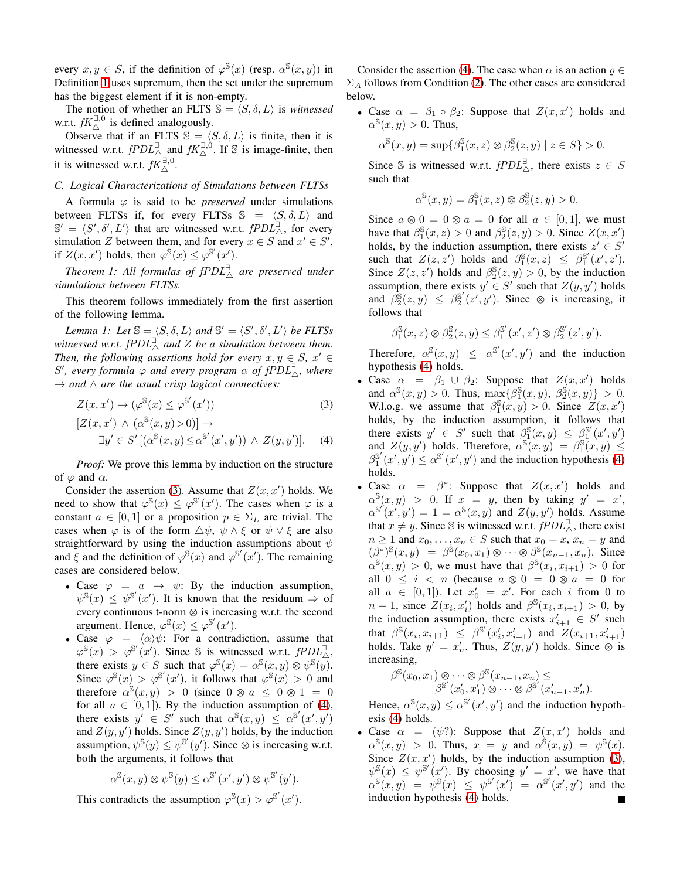every $x, y \in S$, if the definition of $\varphi^{\mathbb{S}}(x)$ (resp. $\alpha^{\mathbb{S}}(x,y)$) in Definition 1 uses supremum, then the set under the supremum has the biggest element if it is non-empty.

The notion of whether an FLTS $\mathbb{S} = \langle S, \delta, L\rangle$ is *witnessed* w.r.t. $fK_{\triangle}^{\exists,0}$ is defined analogously.

Observe that if an FLTS $\mathbb{S} = \langle S, \delta, L\rangle$ is finite, then it is witnessed w.r.t. $fPDL_{\triangle}^{\exists}$ and $fK_{\triangle}^{\exists,0}$. If $\mathbb{S}$ is image-finite, then it is witnessed w.r.t. $fK_{\triangle}^{\exists,0}$.

### C. Logical Characterizations of Simulations between FLTSs

A formula $\varphi$ is said to be *preserved* under simulations between FLTSs if, for every FLTSs $\mathbb{S} = \langle S, \delta, L\rangle$ and $\mathbb{S}' = \langle S', \delta', L'\rangle$ that are witnessed w.r.t. $fPDL_{\triangle}^{\exists}$, for every simulation $Z$ between them, and for every $x \in S$ and $x' \in S'$, if $Z(x, x')$ holds, then $\varphi^{\mathbb{S}}(x) \leq \varphi^{\mathbb{S}'}(x')$.

*Theorem 1: All formulas of $fPDL_{\triangle}^{\exists}$ are preserved under simulations between FLTSs.*

This theorem follows immediately from the first assertion of the following lemma.

*Lemma 1: Let $\mathbb{S} = \langle S, \delta, L\rangle$ and $\mathbb{S}' = \langle S', \delta', L'\rangle$ be FLTSs witnessed w.r.t. $fPDL_{\triangle}^{\exists}$ and $Z$ be a simulation between them. Then, the following assertions hold for every $x, y \in S$, $x' \in S'$, every formula $\varphi$ and every program $\alpha$ of $fPDL_{\triangle}^{\exists}$, where $\rightarrow$ and $\wedge$ are the usual crisp logical connectives:*

$$Z(x, x') \rightarrow (\varphi^{\mathbb{S}}(x) \leq \varphi^{\mathbb{S}'}(x')) \tag{3}$$

$$[Z(x, x') \wedge (\alpha^{\mathbb{S}}(x,y) > 0)] \rightarrow \exists y' \in S' [(\alpha^{\mathbb{S}}(x,y) \leq \alpha^{\mathbb{S}'}(x',y')) \wedge Z(y,y')]. \tag{4}$$

*Proof:* We prove this lemma by induction on the structure of $\varphi$ and $\alpha$.

Consider the assertion (3). Assume that $Z(x, x')$ holds. We need to show that $\varphi^{\mathbb{S}}(x) \leq \varphi^{\mathbb{S}'}(x')$. The cases when $\varphi$ is a constant $a \in [0,1]$ or a proposition $p \in \Sigma_L$ are trivial. The cases when $\varphi$ is of the form $\triangle\psi$, $\psi \wedge \xi$ or $\psi \vee \xi$ are also straightforward by using the induction assumptions about $\psi$ and $\xi$ and the definition of $\varphi^{\mathbb{S}}(x)$ and $\varphi^{\mathbb{S}'}(x')$. The remaining cases are considered below.

- Case $\varphi = a \rightarrow \psi$: By the induction assumption, $\psi^{\mathbb{S}}(x) \leq \psi^{\mathbb{S}'}(x')$. It is known that the residuum $\Rightarrow$ of every continuous t-norm $\otimes$ is increasing w.r.t. the second argument. Hence, $\varphi^{\mathbb{S}}(x) \leq \varphi^{\mathbb{S}'}(x')$.
- Case $\varphi = \langle\alpha\rangle\psi$: For a contradiction, assume that $\varphi^{\mathbb{S}}(x) > \varphi^{\mathbb{S}'}(x')$. Since $\mathbb{S}$ is witnessed w.r.t. $fPDL_{\triangle}^{\exists}$, there exists $y \in S$ such that $\varphi^{\mathbb{S}}(x) = \alpha^{\mathbb{S}}(x,y) \otimes \psi^{\mathbb{S}}(y)$. Since $\varphi^{\mathbb{S}}(x) > \varphi^{\mathbb{S}'}(x')$, it follows that $\varphi^{\mathbb{S}}(x) > 0$ and therefore $\alpha^{\mathbb{S}}(x,y) > 0$ (since $0 \otimes a \leq 0 \otimes 1 = 0$ for all $a \in [0,1]$). By the induction assumption of (4), there exists $y' \in S'$ such that $\alpha^{\mathbb{S}}(x,y) \leq \alpha^{\mathbb{S}'}(x',y')$ and $Z(y,y')$ holds. Since $Z(y,y')$ holds, by the induction assumption, $\psi^{\mathbb{S}}(y) \leq \psi^{\mathbb{S}'}(y')$. Since $\otimes$ is increasing w.r.t. both the arguments, it follows that
$$\alpha^{\mathbb{S}}(x,y) \otimes \psi^{\mathbb{S}}(y) \leq \alpha^{\mathbb{S}'}(x',y') \otimes \psi^{\mathbb{S}'}(y').$$
This contradicts the assumption $\varphi^{\mathbb{S}}(x) > \varphi^{\mathbb{S}'}(x')$.

Consider the assertion (4). The case when $\alpha$ is an action $\varrho \in \Sigma_A$ follows from Condition (2). The other cases are considered below.

- Case $\alpha = \beta_1 \circ \beta_2$: Suppose that $Z(x, x')$ holds and $\alpha^{\mathbb{S}}(x,y) > 0$. Thus,
$$\alpha^{\mathbb{S}}(x,y) = \sup\{\beta_1^{\mathbb{S}}(x,z) \otimes \beta_2^{\mathbb{S}}(z,y) \mid z \in S\} > 0.$$
Since $\mathbb{S}$ is witnessed w.r.t. $fPDL_{\triangle}^{\exists}$, there exists $z \in S$ such that
$$\alpha^{\mathbb{S}}(x,y) = \beta_1^{\mathbb{S}}(x,z) \otimes \beta_2^{\mathbb{S}}(z,y) > 0.$$
Since $a \otimes 0 = 0 \otimes a = 0$ for all $a \in [0,1]$, we must have that $\beta_1^{\mathbb{S}}(x,z) > 0$ and $\beta_2^{\mathbb{S}}(z,y) > 0$. Since $Z(x,x')$ holds, by the induction assumption, there exists $z' \in S'$ such that $Z(z,z')$ holds and $\beta_1^{\mathbb{S}}(x,z) \leq \beta_1^{\mathbb{S}'}(x',z')$. Since $Z(z,z')$ holds and $\beta_2^{\mathbb{S}}(z,y) > 0$, by the induction assumption, there exists $y' \in S'$ such that $Z(y,y')$ holds and $\beta_2^{\mathbb{S}}(z,y) \leq \beta_2^{\mathbb{S}'}(z',y')$. Since $\otimes$ is increasing, it follows that
$$\beta_1^{\mathbb{S}}(x,z) \otimes \beta_2^{\mathbb{S}}(z,y) \leq \beta_1^{\mathbb{S}'}(x',z') \otimes \beta_2^{\mathbb{S}'}(z',y').$$
Therefore, $\alpha^{\mathbb{S}}(x,y) \leq \alpha^{\mathbb{S}'}(x',y')$ and the induction hypothesis (4) holds.
- Case $\alpha = \beta_1 \cup \beta_2$: Suppose that $Z(x,x')$ holds and $\alpha^{\mathbb{S}}(x,y) > 0$. Thus, $\max\{\beta_1^{\mathbb{S}}(x,y), \beta_2^{\mathbb{S}}(x,y)\} > 0$. W.l.o.g. we assume that $\beta_1^{\mathbb{S}}(x,y) > 0$. Since $Z(x,x')$ holds, by the induction assumption, it follows that there exists $y' \in S'$ such that $\beta_1^{\mathbb{S}}(x,y) \leq \beta_1^{\mathbb{S}'}(x',y')$ and $Z(y,y')$ holds. Therefore, $\alpha^{\mathbb{S}}(x,y) = \beta_1^{\mathbb{S}}(x,y) \leq \beta_1^{\mathbb{S}'}(x',y') \leq \alpha^{\mathbb{S}'}(x',y')$ and the induction hypothesis (4) holds.
- Case $\alpha = \beta^*$: Suppose that $Z(x,x')$ holds and $\alpha^{\mathbb{S}}(x,y) > 0$. If $x = y$, then by taking $y' = x'$, $\alpha^{\mathbb{S}'}(x',y') = 1 = \alpha^{\mathbb{S}}(x,y)$ and $Z(y,y')$ holds. Assume that $x \neq y$. Since $\mathbb{S}$ is witnessed w.r.t. $fPDL_{\triangle}^{\exists}$, there exist $n \geq 1$ and $x_0, \ldots, x_n \in S$ such that $x_0 = x$, $x_n = y$ and $(\beta^*)^{\mathbb{S}}(x,y) = \beta^{\mathbb{S}}(x_0,x_1) \otimes \cdots \otimes \beta^{\mathbb{S}}(x_{n-1},x_n)$. Since $\alpha^{\mathbb{S}}(x,y) > 0$, we must have that $\beta^{\mathbb{S}}(x_i,x_{i+1}) > 0$ for all $0 \leq i < n$ (because $a \otimes 0 = 0 \otimes a = 0$ for all $a \in [0,1]$). Let $x'_0 = x'$. For each $i$ from 0 to $n-1$, since $Z(x_i,x'_i)$ holds and $\beta^{\mathbb{S}}(x_i,x_{i+1}) > 0$, by the induction assumption, there exists $x'_{i+1} \in S'$ such that $\beta^{\mathbb{S}}(x_i,x_{i+1}) \leq \beta^{\mathbb{S}'}(x'_i,x'_{i+1})$ and $Z(x_{i+1},x'_{i+1})$ holds. Take $y' = x'_n$. Thus, $Z(y,y')$ holds. Since $\otimes$ is increasing,
$$\beta^{\mathbb{S}}(x_0,x_1) \otimes \cdots \otimes \beta^{\mathbb{S}}(x_{n-1},x_n) \leq \beta^{\mathbb{S}'}(x'_0,x'_1) \otimes \cdots \otimes \beta^{\mathbb{S}'}(x'_{n-1},x'_n).$$
Hence, $\alpha^{\mathbb{S}}(x,y) \leq \alpha^{\mathbb{S}'}(x',y')$ and the induction hypothesis (4) holds.
- Case $\alpha = (\psi?)$: Suppose that $Z(x,x')$ holds and $\alpha^{\mathbb{S}}(x,y) > 0$. Thus, $x = y$ and $\alpha^{\mathbb{S}}(x,y) = \psi^{\mathbb{S}}(x)$. Since $Z(x,x')$ holds, by the induction assumption (3), $\psi^{\mathbb{S}}(x) \leq \psi^{\mathbb{S}'}(x')$. By choosing $y' = x'$, we have that $\alpha^{\mathbb{S}}(x,y) = \psi^{\mathbb{S}}(x) \leq \psi^{\mathbb{S}'}(x') = \alpha^{\mathbb{S}'}(x',y')$ and the induction hypothesis (4) holds. ∎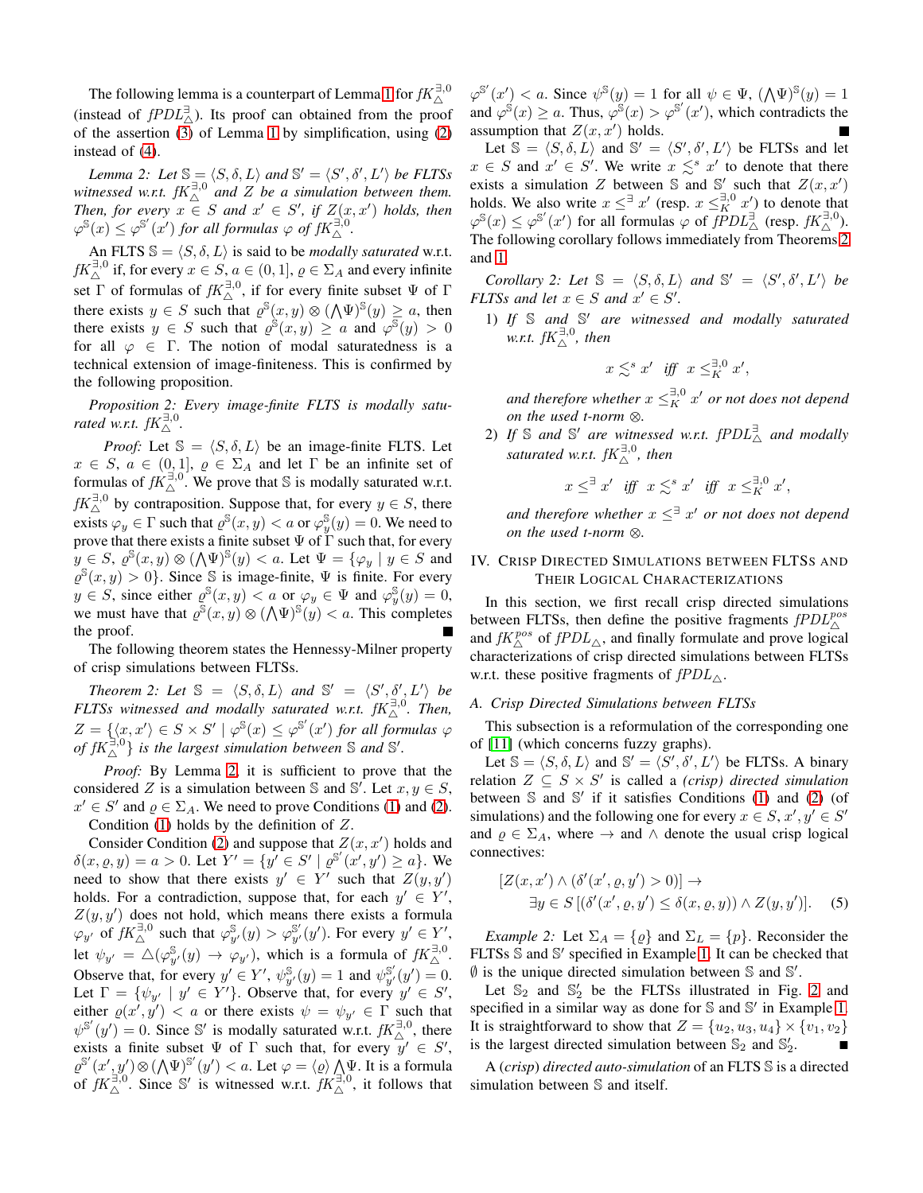The following lemma is a counterpart of Lemma 1 for $fK_{\triangle}^{\exists,0}$ (instead of $fPDL_{\triangle}^{\exists}$). Its proof can obtained from the proof of the assertion (3) of Lemma 1 by simplification, using (2) instead of (4).

*Lemma 2: Let $\mathbb{S} = \langle S, \delta, L\rangle$ and $\mathbb{S}' = \langle S', \delta', L'\rangle$ be FLTSs witnessed w.r.t. $fK_{\triangle}^{\exists,0}$ and $Z$ be a simulation between them. Then, for every $x \in S$ and $x' \in S'$, if $Z(x, x')$ holds, then $\varphi^{\mathbb{S}}(x) \leq \varphi^{\mathbb{S}'}(x')$ for all formulas $\varphi$ of $fK_{\triangle}^{\exists,0}$.*

An FLTS $\mathbb{S} = \langle S, \delta, L\rangle$ is said to be *modally saturated* w.r.t. $fK_{\triangle}^{\exists,0}$ if, for every $x \in S$, $a \in (0, 1]$, $\varrho \in \Sigma_A$ and every infinite set $\Gamma$ of formulas of $fK_{\triangle}^{\exists,0}$, if for every finite subset $\Psi$ of $\Gamma$ there exists $y \in S$ such that $\varrho^{\mathbb{S}}(x, y) \otimes (\bigwedge\Psi)^{\mathbb{S}}(y) \geq a$, then there exists $y \in S$ such that $\varrho^{\mathbb{S}}(x, y) \geq a$ and $\varphi^{\mathbb{S}}(y) > 0$ for all $\varphi \in \Gamma$. The notion of modal saturatedness is a technical extension of image-finiteness. This is confirmed by the following proposition.

*Proposition 2: Every image-finite FLTS is modally saturated w.r.t. $fK_{\triangle}^{\exists,0}$.*

*Proof:* Let $\mathbb{S} = \langle S, \delta, L\rangle$ be an image-finite FLTS. Let $x \in S$, $a \in (0, 1]$, $\varrho \in \Sigma_A$ and let $\Gamma$ be an infinite set of formulas of $fK_{\triangle}^{\exists,0}$. We prove that $\mathbb{S}$ is modally saturated w.r.t. $fK_{\triangle}^{\exists,0}$ by contraposition. Suppose that, for every $y \in S$, there exists $\varphi_y \in \Gamma$ such that $\varrho^{\mathbb{S}}(x, y) < a$ or $\varphi_y^{\mathbb{S}}(y) = 0$. We need to prove that there exists a finite subset $\Psi$ of $\Gamma$ such that, for every $y \in S$, $\varrho^{\mathbb{S}}(x, y) \otimes (\bigwedge\Psi)^{\mathbb{S}}(y) < a$. Let $\Psi = \{\varphi_y \mid y \in S$ and $\varrho^{\mathbb{S}}(x, y) > 0\}$. Since $\mathbb{S}$ is image-finite, $\Psi$ is finite. For every $y \in S$, since either $\varrho^{\mathbb{S}}(x, y) < a$ or $\varphi_y \in \Psi$ and $\varphi_y^{\mathbb{S}}(y) = 0$, we must have that $\varrho^{\mathbb{S}}(x, y) \otimes (\bigwedge\Psi)^{\mathbb{S}}(y) < a$. This completes the proof. ∎

The following theorem states the Hennessy-Milner property of crisp simulations between FLTSs.

*Theorem 2: Let $\mathbb{S} = \langle S, \delta, L\rangle$ and $\mathbb{S}' = \langle S', \delta', L'\rangle$ be FLTSs witnessed and modally saturated w.r.t. $fK_{\triangle}^{\exists,0}$. Then, $Z = \{\langle x, x'\rangle \in S \times S' \mid \varphi^{\mathbb{S}}(x) \leq \varphi^{\mathbb{S}'}(x')$ for all formulas $\varphi$ of $fK_{\triangle}^{\exists,0}\}$ is the largest simulation between $\mathbb{S}$ and $\mathbb{S}'$.*

*Proof:* By Lemma 2, it is sufficient to prove that the considered $Z$ is a simulation between $\mathbb{S}$ and $\mathbb{S}'$. Let $x, y \in S$, $x' \in S'$ and $\varrho \in \Sigma_A$. We need to prove Conditions (1) and (2).

Condition (1) holds by the definition of $Z$.

Consider Condition (2) and suppose that $Z(x, x')$ holds and $\delta(x, \varrho, y) = a > 0$. Let $Y' = \{y' \in S' \mid \varrho^{\mathbb{S}'}(x', y') \geq a\}$. We need to show that there exists $y' \in Y'$ such that $Z(y, y')$ holds. For a contradiction, suppose that, for each $y' \in Y'$, $Z(y, y')$ does not hold, which means there exists a formula $\varphi_{y'}$ of $fK_{\triangle}^{\exists,0}$ such that $\varphi_{y'}^{\mathbb{S}}(y) > \varphi_{y'}^{\mathbb{S}'}(y')$. For every $y' \in Y'$, let $\psi_{y'} = \triangle(\varphi_{y'}^{\mathbb{S}}(y) \to \varphi_{y'})$, which is a formula of $fK_{\triangle}^{\exists,0}$. Observe that, for every $y' \in Y'$, $\psi_{y'}^{\mathbb{S}}(y) = 1$ and $\psi_{y'}^{\mathbb{S}'}(y') = 0$. Let $\Gamma = \{\psi_{y'} \mid y' \in Y'\}$. Observe that, for every $y' \in S'$, either $\varrho(x', y') < a$ or there exists $\psi = \psi_{y'} \in \Gamma$ such that $\psi^{\mathbb{S}'}(y') = 0$. Since $\mathbb{S}'$ is modally saturated w.r.t. $fK_{\triangle}^{\exists,0}$, there exists a finite subset $\Psi$ of $\Gamma$ such that, for every $y' \in S'$, $\varrho^{\mathbb{S}'}(x', y') \otimes (\bigwedge\Psi)^{\mathbb{S}'}(y') < a$. Let $\varphi = \langle\varrho\rangle\bigwedge\Psi$. It is a formula of $fK_{\triangle}^{\exists,0}$. Since $\mathbb{S}'$ is witnessed w.r.t. $fK_{\triangle}^{\exists,0}$, it follows that $\varphi^{\mathbb{S}'}(x') < a$. Since $\psi^{\mathbb{S}}(y) = 1$ for all $\psi \in \Psi$, $(\bigwedge\Psi)^{\mathbb{S}}(y) = 1$ and $\varphi^{\mathbb{S}}(x) \geq a$. Thus, $\varphi^{\mathbb{S}}(x) > \varphi^{\mathbb{S}'}(x')$, which contradicts the assumption that $Z(x, x')$ holds. ∎

Let $\mathbb{S} = \langle S, \delta, L\rangle$ and $\mathbb{S}' = \langle S', \delta', L'\rangle$ be FLTSs and let $x \in S$ and $x' \in S'$. We write $x \lesssim^s x'$ to denote that there exists a simulation $Z$ between $\mathbb{S}$ and $\mathbb{S}'$ such that $Z(x, x')$ holds. We also write $x \leq^{\exists} x'$ (resp. $x \leq_K^{\exists,0} x'$) to denote that $\varphi^{\mathbb{S}}(x) \leq \varphi^{\mathbb{S}'}(x')$ for all formulas $\varphi$ of $fPDL_{\triangle}^{\exists}$ (resp. $fK_{\triangle}^{\exists,0}$). The following corollary follows immediately from Theorems 2 and 1.

*Corollary 2: Let $\mathbb{S} = \langle S, \delta, L\rangle$ and $\mathbb{S}' = \langle S', \delta', L'\rangle$ be FLTSs and let $x \in S$ and $x' \in S'$.*

1) *If $\mathbb{S}$ and $\mathbb{S}'$ are witnessed and modally saturated w.r.t. $fK_{\triangle}^{\exists,0}$, then*

$$x \lesssim^s x' \;\text{ iff }\; x \leq_K^{\exists,0} x',$$

*and therefore whether $x \leq_K^{\exists,0} x'$ or not does not depend on the used t-norm $\otimes$.*

2) *If $\mathbb{S}$ and $\mathbb{S}'$ are witnessed w.r.t. $fPDL_{\triangle}^{\exists}$ and modally saturated w.r.t. $fK_{\triangle}^{\exists,0}$, then*

$$x \leq^{\exists} x' \;\text{ iff }\; x \lesssim^s x' \;\text{ iff }\; x \leq_K^{\exists,0} x',$$

*and therefore whether $x \leq^{\exists} x'$ or not does not depend on the used t-norm $\otimes$.*

## IV. Crisp Directed Simulations between FLTSs and Their Logical Characterizations

In this section, we first recall crisp directed simulations between FLTSs, then define the positive fragments $fPDL_{\triangle}^{pos}$ and $fK_{\triangle}^{pos}$ of $fPDL_{\triangle}$, and finally formulate and prove logical characterizations of crisp directed simulations between FLTSs w.r.t. these positive fragments of $fPDL_{\triangle}$.

### A. Crisp Directed Simulations between FLTSs

This subsection is a reformulation of the corresponding one of [11] (which concerns fuzzy graphs).

Let $\mathbb{S} = \langle S, \delta, L\rangle$ and $\mathbb{S}' = \langle S', \delta', L'\rangle$ be FLTSs. A binary relation $Z \subseteq S \times S'$ is called a *(crisp) directed simulation* between $\mathbb{S}$ and $\mathbb{S}'$ if it satisfies Conditions (1) and (2) (of simulations) and the following one for every $x \in S$, $x', y' \in S'$ and $\varrho \in \Sigma_A$, where $\to$ and $\land$ denote the usual crisp logical connectives:

$$[Z(x, x') \land (\delta'(x', \varrho, y') > 0)] \to \exists y \in S\,[(\delta'(x', \varrho, y') \leq \delta(x, \varrho, y)) \land Z(y, y')]. \quad (5)$$

*Example 2:* Let $\Sigma_A = \{\varrho\}$ and $\Sigma_L = \{p\}$. Reconsider the FLTSs $\mathbb{S}$ and $\mathbb{S}'$ specified in Example 1. It can be checked that $\emptyset$ is the unique directed simulation between $\mathbb{S}$ and $\mathbb{S}'$.

Let $\mathbb{S}_2$ and $\mathbb{S}_2'$ be the FLTSs illustrated in Fig. 2 and specified in a similar way as done for $\mathbb{S}$ and $\mathbb{S}'$ in Example 1. It is straightforward to show that $Z = \{u_2, u_3, u_4\} \times \{v_1, v_2\}$ is the largest directed simulation between $\mathbb{S}_2$ and $\mathbb{S}_2'$. ∎

A *(crisp) directed auto-simulation* of an FLTS $\mathbb{S}$ is a directed simulation between $\mathbb{S}$ and itself.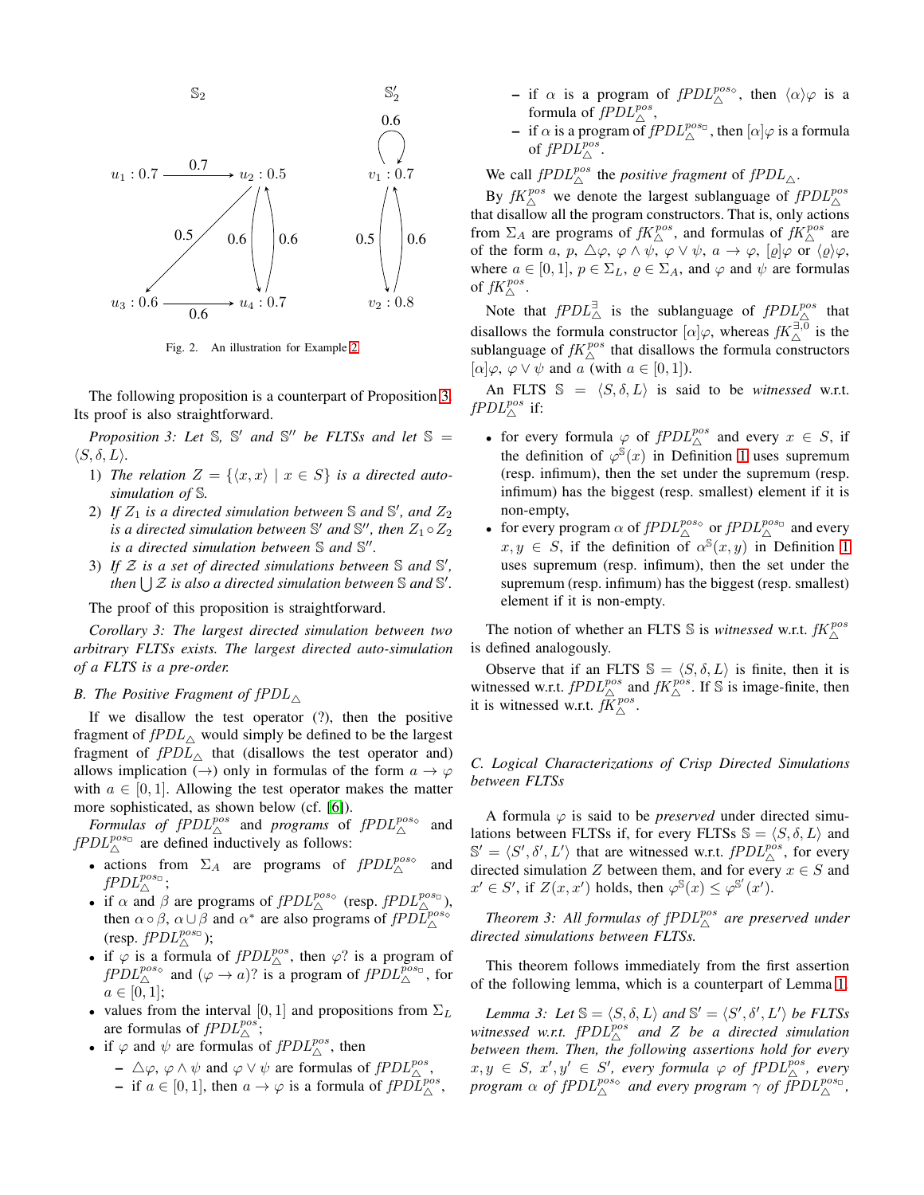Fig. 2. An illustration for Example 2

The following proposition is a counterpart of Proposition 3. Its proof is also straightforward.

*Proposition 3: Let $\mathbb{S}$, $\mathbb{S}'$ and $\mathbb{S}''$ be FLTSs and let $\mathbb{S} = \langle S, \delta, L\rangle$.*

1) *The relation $Z = \{\langle x, x\rangle \mid x \in S\}$ is a directed auto-simulation of $\mathbb{S}$.*
2) *If $Z_1$ is a directed simulation between $\mathbb{S}$ and $\mathbb{S}'$, and $Z_2$ is a directed simulation between $\mathbb{S}'$ and $\mathbb{S}''$, then $Z_1 \circ Z_2$ is a directed simulation between $\mathbb{S}$ and $\mathbb{S}''$.*
3) *If $\mathcal{Z}$ is a set of directed simulations between $\mathbb{S}$ and $\mathbb{S}'$, then $\bigcup \mathcal{Z}$ is also a directed simulation between $\mathbb{S}$ and $\mathbb{S}'$.*

The proof of this proposition is straightforward.

*Corollary 3: The largest directed simulation between two arbitrary FLTSs exists. The largest directed auto-simulation of a FLTS is a pre-order.*

### B. The Positive Fragment of $fPDL_\triangle$

If we disallow the test operator (?), then the positive fragment of $fPDL_\triangle$ would simply be defined to be the largest fragment of $fPDL_\triangle$ that (disallows the test operator and) allows implication ($\to$) only in formulas of the form $a \to \varphi$ with $a \in [0, 1]$. Allowing the test operator makes the matter more sophisticated, as shown below (cf. [6]).

*Formulas* of $fPDL_\triangle^{pos}$ and *programs* of $fPDL_\triangle^{pos_\diamond}$ and $fPDL_\triangle^{pos_\Box}$ are defined inductively as follows:

- actions from $\Sigma_A$ are programs of $fPDL_\triangle^{pos_\diamond}$ and $fPDL_\triangle^{pos_\Box}$;
- if $\alpha$ and $\beta$ are programs of $fPDL_\triangle^{pos_\diamond}$ (resp. $fPDL_\triangle^{pos_\Box}$), then $\alpha \circ \beta$, $\alpha \cup \beta$ and $\alpha^*$ are also programs of $fPDL_\triangle^{pos_\diamond}$ (resp. $fPDL_\triangle^{pos_\Box}$);
- if $\varphi$ is a formula of $fPDL_\triangle^{pos}$, then $\varphi?$ is a program of $fPDL_\triangle^{pos_\diamond}$ and $(\varphi \to a)?$ is a program of $fPDL_\triangle^{pos_\Box}$, for $a \in [0, 1]$;
- values from the interval $[0, 1]$ and propositions from $\Sigma_L$ are formulas of $fPDL_\triangle^{pos}$;
- if $\varphi$ and $\psi$ are formulas of $fPDL_\triangle^{pos}$, then
  - $\triangle\varphi$, $\varphi \wedge \psi$ and $\varphi \vee \psi$ are formulas of $fPDL_\triangle^{pos}$,
  - if $a \in [0, 1]$, then $a \to \varphi$ is a formula of $fPDL_\triangle^{pos}$,
  - if $\alpha$ is a program of $fPDL_\triangle^{pos_\diamond}$, then $\langle\alpha\rangle\varphi$ is a formula of $fPDL_\triangle^{pos}$,
  - if $\alpha$ is a program of $fPDL_\triangle^{pos_\Box}$, then $[\alpha]\varphi$ is a formula of $fPDL_\triangle^{pos}$.

We call $fPDL_\triangle^{pos}$ the *positive fragment* of $fPDL_\triangle$.

By $fK_\triangle^{pos}$ we denote the largest sublanguage of $fPDL_\triangle^{pos}$ that disallow all the program constructors. That is, only actions from $\Sigma_A$ are programs of $fK_\triangle^{pos}$, and formulas of $fK_\triangle^{pos}$ are of the form $a$, $p$, $\triangle\varphi$, $\varphi \wedge \psi$, $\varphi \vee \psi$, $a \to \varphi$, $[\varrho]\varphi$ or $\langle\varrho\rangle\varphi$, where $a \in [0, 1]$, $p \in \Sigma_L$, $\varrho \in \Sigma_A$, and $\varphi$ and $\psi$ are formulas of $fK_\triangle^{pos}$.

Note that $fPDL_\triangle^{\exists}$ is the sublanguage of $fPDL_\triangle^{pos}$ that disallows the formula constructor $[\alpha]\varphi$, whereas $fK_\triangle^{\exists,0}$ is the sublanguage of $fK_\triangle^{pos}$ that disallows the formula constructors $[\alpha]\varphi$, $\varphi \vee \psi$ and $a$ (with $a \in [0, 1]$).

An FLTS $\mathbb{S} = \langle S, \delta, L\rangle$ is said to be *witnessed* w.r.t. $fPDL_\triangle^{pos}$ if:

- for every formula $\varphi$ of $fPDL_\triangle^{pos}$ and every $x \in S$, if the definition of $\varphi^{\mathbb{S}}(x)$ in Definition 1 uses supremum (resp. infimum), then the set under the supremum (resp. infimum) has the biggest (resp. smallest) element if it is non-empty,
- for every program $\alpha$ of $fPDL_\triangle^{pos_\diamond}$ or $fPDL_\triangle^{pos_\Box}$ and every $x, y \in S$, if the definition of $\alpha^{\mathbb{S}}(x, y)$ in Definition 1 uses supremum (resp. infimum), then the set under the supremum (resp. infimum) has the biggest (resp. smallest) element if it is non-empty.

The notion of whether an FLTS $\mathbb{S}$ is *witnessed* w.r.t. $fK_\triangle^{pos}$ is defined analogously.

Observe that if an FLTS $\mathbb{S} = \langle S, \delta, L\rangle$ is finite, then it is witnessed w.r.t. $fPDL_\triangle^{pos}$ and $fK_\triangle^{pos}$. If $\mathbb{S}$ is image-finite, then it is witnessed w.r.t. $fK_\triangle^{pos}$.

### C. Logical Characterizations of Crisp Directed Simulations between FLTSs

A formula $\varphi$ is said to be *preserved* under directed simulations between FLTSs if, for every FLTSs $\mathbb{S} = \langle S, \delta, L\rangle$ and $\mathbb{S}' = \langle S', \delta', L'\rangle$ that are witnessed w.r.t. $fPDL_\triangle^{pos}$, for every directed simulation $Z$ between them, and for every $x \in S$ and $x' \in S'$, if $Z(x, x')$ holds, then $\varphi^{\mathbb{S}}(x) \leq \varphi^{\mathbb{S}'}(x')$.

*Theorem 3: All formulas of $fPDL_\triangle^{pos}$ are preserved under directed simulations between FLTSs.*

This theorem follows immediately from the first assertion of the following lemma, which is a counterpart of Lemma 1.

*Lemma 3: Let $\mathbb{S} = \langle S, \delta, L\rangle$ and $\mathbb{S}' = \langle S', \delta', L'\rangle$ be FLTSs witnessed w.r.t. $fPDL_\triangle^{pos}$ and $Z$ be a directed simulation between them. Then, the following assertions hold for every $x, y \in S$, $x', y' \in S'$, every formula $\varphi$ of $fPDL_\triangle^{pos}$, every program $\alpha$ of $fPDL_\triangle^{pos_\diamond}$ and every program $\gamma$ of $fPDL_\triangle^{pos_\Box}$,*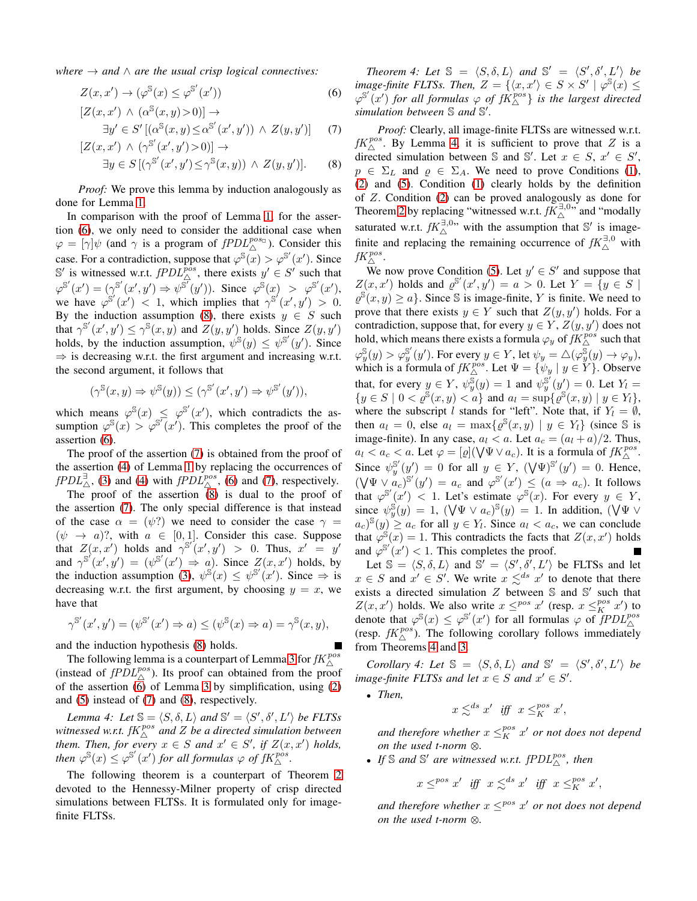*where* $\to$ *and* $\wedge$ *are the usual crisp logical connectives:*

$$Z(x,x') \to (\varphi^{\mathbb{S}}(x) \leq \varphi^{\mathbb{S}'}(x')) \tag{6}$$

$$[Z(x,x') \wedge (\alpha^{\mathbb{S}}(x,y)>0)] \to \exists y' \in S' [(\alpha^{\mathbb{S}}(x,y) \leq \alpha^{\mathbb{S}'}(x',y')) \wedge Z(y,y')] \tag{7}$$

$$[Z(x,x') \wedge (\gamma^{\mathbb{S}'}(x',y')>0)] \to \exists y \in S [(\gamma^{\mathbb{S}'}(x',y') \leq \gamma^{\mathbb{S}}(x,y)) \wedge Z(y,y')]. \tag{8}$$

*Proof:* We prove this lemma by induction analogously as done for Lemma 1.

In comparison with the proof of Lemma 1, for the assertion (6), we only need to consider the additional case when $\varphi = [\gamma]\psi$ (and $\gamma$ is a program of $fPDL^{pos_\Box}_\triangle$). Consider this case. For a contradiction, suppose that $\varphi^{\mathbb{S}}(x) > \varphi^{\mathbb{S}'}(x')$. Since $\mathbb{S}'$ is witnessed w.r.t. $fPDL^{pos}_\triangle$, there exists $y' \in S'$ such that $\varphi^{\mathbb{S}'}(x') = (\gamma^{\mathbb{S}'}(x',y') \Rightarrow \psi^{\mathbb{S}'}(y'))$. Since $\varphi^{\mathbb{S}}(x) > \varphi^{\mathbb{S}'}(x')$, we have $\varphi^{\mathbb{S}'}(x') < 1$, which implies that $\gamma^{\mathbb{S}'}(x',y') > 0$. By the induction assumption (8), there exists $y \in S$ such that $\gamma^{\mathbb{S}'}(x',y') \leq \gamma^{\mathbb{S}}(x,y)$ and $Z(y,y')$ holds. Since $Z(y,y')$ holds, by the induction assumption, $\psi^{\mathbb{S}}(y) \leq \psi^{\mathbb{S}'}(y')$. Since $\Rightarrow$ is decreasing w.r.t. the first argument and increasing w.r.t. the second argument, it follows that

$$(\gamma^{\mathbb{S}}(x,y) \Rightarrow \psi^{\mathbb{S}}(y)) \leq (\gamma^{\mathbb{S}'}(x',y') \Rightarrow \psi^{\mathbb{S}'}(y')),$$

which means $\varphi^{\mathbb{S}}(x) \leq \varphi^{\mathbb{S}'}(x')$, which contradicts the assumption $\varphi^{\mathbb{S}}(x) > \varphi^{\mathbb{S}'}(x')$. This completes the proof of the assertion (6).

The proof of the assertion (7) is obtained from the proof of the assertion (4) of Lemma 1 by replacing the occurrences of $fPDL^{\exists}_\triangle$, (3) and (4) with $fPDL^{pos}_\triangle$, (6) and (7), respectively.

The proof of the assertion (8) is dual to the proof of the assertion (7). The only special difference is that instead of the case $\alpha = (\psi?)$ we need to consider the case $\gamma = (\psi \to a)?$, with $a \in [0,1]$. Consider this case. Suppose that $Z(x,x')$ holds and $\gamma^{\mathbb{S}'}(x',y') > 0$. Thus, $x' = y'$ and $\gamma^{\mathbb{S}'}(x',y') = (\psi^{\mathbb{S}'}(x') \Rightarrow a)$. Since $Z(x,x')$ holds, by the induction assumption (3), $\psi^{\mathbb{S}}(x) \leq \psi^{\mathbb{S}'}(x')$. Since $\Rightarrow$ is decreasing w.r.t. the first argument, by choosing $y = x$, we have that

$$\gamma^{\mathbb{S}'}(x',y') = (\psi^{\mathbb{S}'}(x') \Rightarrow a) \leq (\psi^{\mathbb{S}}(x) \Rightarrow a) = \gamma^{\mathbb{S}}(x,y),$$

and the induction hypothesis (8) holds. ∎

The following lemma is a counterpart of Lemma 3 for $fK^{pos}_\triangle$ (instead of $fPDL^{pos}_\triangle$). Its proof can obtained from the proof of the assertion (6) of Lemma 3 by simplification, using (2) and (5) instead of (7) and (8), respectively.

*Lemma 4: Let* $\mathbb{S} = \langle S, \delta, L\rangle$ *and* $\mathbb{S}' = \langle S', \delta', L'\rangle$ *be FLTSs witnessed w.r.t.* $fK^{pos}_\triangle$ *and* $Z$ *be a directed simulation between them. Then, for every* $x \in S$ *and* $x' \in S'$*, if* $Z(x,x')$ *holds, then* $\varphi^{\mathbb{S}}(x) \leq \varphi^{\mathbb{S}'}(x')$ *for all formulas* $\varphi$ *of* $fK^{pos}_\triangle$*.*

The following theorem is a counterpart of Theorem 2 devoted to the Hennessy-Milner property of crisp directed simulations between FLTSs. It is formulated only for image-finite FLTSs.

*Theorem 4: Let* $\mathbb{S} = \langle S, \delta, L\rangle$ *and* $\mathbb{S}' = \langle S', \delta', L'\rangle$ *be image-finite FLTSs. Then,* $Z = \{\langle x, x'\rangle \in S \times S' \mid \varphi^{\mathbb{S}}(x) \leq \varphi^{\mathbb{S}'}(x')$ *for all formulas* $\varphi$ *of* $fK^{pos}_\triangle\}$ *is the largest directed simulation between* $\mathbb{S}$ *and* $\mathbb{S}'$*.*

*Proof:* Clearly, all image-finite FLTSs are witnessed w.r.t. $fK^{pos}_\triangle$. By Lemma 4, it is sufficient to prove that $Z$ is a directed simulation between $\mathbb{S}$ and $\mathbb{S}'$. Let $x \in S$, $x' \in S'$, $p \in \Sigma_L$ and $\varrho \in \Sigma_A$. We need to prove Conditions (1), (2) and (5). Condition (1) clearly holds by the definition of $Z$. Condition (2) can be proved analogously as done for Theorem 2 by replacing "witnessed w.r.t. $fK^{\exists,0}_\triangle$" and "modally saturated w.r.t. $fK^{\exists,0}_\triangle$" with the assumption that $\mathbb{S}'$ is image-finite and replacing the remaining occurrence of $fK^{\exists,0}_\triangle$ with $fK^{pos}_\triangle$.

We now prove Condition (5). Let $y' \in S'$ and suppose that $Z(x,x')$ holds and $\varrho^{\mathbb{S}'}(x',y') = a > 0$. Let $Y = \{y \in S \mid \varrho^{\mathbb{S}}(x,y) \geq a\}$. Since $\mathbb{S}$ is image-finite, $Y$ is finite. We need to prove that there exists $y \in Y$ such that $Z(y,y')$ holds. For a contradiction, suppose that, for every $y \in Y$, $Z(y,y')$ does not hold, which means there exists a formula $\varphi_y$ of $fK^{pos}_\triangle$ such that $\varphi^{\mathbb{S}}_y(y) > \varphi^{\mathbb{S}'}_y(y')$. For every $y \in Y$, let $\psi_y = \triangle(\varphi^{\mathbb{S}}_y(y) \to \varphi_y)$, which is a formula of $fK^{pos}_\triangle$. Let $\Psi = \{\psi_y \mid y \in Y\}$. Observe that, for every $y \in Y$, $\psi^{\mathbb{S}}_y(y) = 1$ and $\psi^{\mathbb{S}'}_y(y') = 0$. Let $Y_l = \{y \in S \mid 0 < \varrho^{\mathbb{S}}(x,y) < a\}$ and $a_l = \sup\{\varrho^{\mathbb{S}}(x,y) \mid y \in Y_l\}$, where the subscript $l$ stands for "left". Note that, if $Y_l = \emptyset$, then $a_l = 0$, else $a_l = \max\{\varrho^{\mathbb{S}}(x,y) \mid y \in Y_l\}$ (since $\mathbb{S}$ is image-finite). In any case, $a_l < a$. Let $a_c = (a_l + a)/2$. Thus, $a_l < a_c < a$. Let $\varphi = [\varrho](\bigvee\Psi \vee a_c)$. It is a formula of $fK^{pos}_\triangle$. Since $\psi^{\mathbb{S}'}_y(y') = 0$ for all $y \in Y$, $(\bigvee\Psi)^{\mathbb{S}'}(y') = 0$. Hence, $(\bigvee\Psi \vee a_c)^{\mathbb{S}'}(y') = a_c$ and $\varphi^{\mathbb{S}'}(x') \leq (a \Rightarrow a_c)$. It follows that $\varphi^{\mathbb{S}'}(x') < 1$. Let's estimate $\varphi^{\mathbb{S}}(x)$. For every $y \in Y$, since $\psi^{\mathbb{S}}_y(y) = 1$, $(\bigvee\Psi \vee a_c)^{\mathbb{S}}(y) = 1$. In addition, $(\bigvee\Psi \vee a_c)^{\mathbb{S}}(y) \geq a_c$ for all $y \in Y_l$. Since $a_l < a_c$, we can conclude that $\varphi^{\mathbb{S}}(x) = 1$. This contradicts the facts that $Z(x,x')$ holds and $\varphi^{\mathbb{S}'}(x') < 1$. This completes the proof. ∎

Let $\mathbb{S} = \langle S, \delta, L\rangle$ and $\mathbb{S}' = \langle S', \delta', L'\rangle$ be FLTSs and let $x \in S$ and $x' \in S'$. We write $x \lesssim^{ds} x'$ to denote that there exists a directed simulation $Z$ between $\mathbb{S}$ and $\mathbb{S}'$ such that $Z(x,x')$ holds. We also write $x \leq^{pos} x'$ (resp. $x \leq^{pos}_K x'$) to denote that $\varphi^{\mathbb{S}}(x) \leq \varphi^{\mathbb{S}'}(x')$ for all formulas $\varphi$ of $fPDL^{pos}_\triangle$ (resp. $fK^{pos}_\triangle$). The following corollary follows immediately from Theorems 4 and 3.

*Corollary 4: Let* $\mathbb{S} = \langle S, \delta, L\rangle$ *and* $\mathbb{S}' = \langle S', \delta', L'\rangle$ *be image-finite FLTSs and let* $x \in S$ *and* $x' \in S'$*.*

- *Then,*

$$x \lesssim^{ds} x' \;\text{ iff }\; x \leq^{pos}_K x',$$

*and therefore whether* $x \leq^{pos}_K x'$ *or not does not depend on the used t-norm* $\otimes$*.*

- *If* $\mathbb{S}$ *and* $\mathbb{S}'$ *are witnessed w.r.t.* $fPDL^{pos}_\triangle$*, then*

$$x \leq^{pos} x' \;\text{ iff }\; x \lesssim^{ds} x' \;\text{ iff }\; x \leq^{pos}_K x',$$

*and therefore whether* $x \leq^{pos} x'$ *or not does not depend on the used t-norm* $\otimes$*.*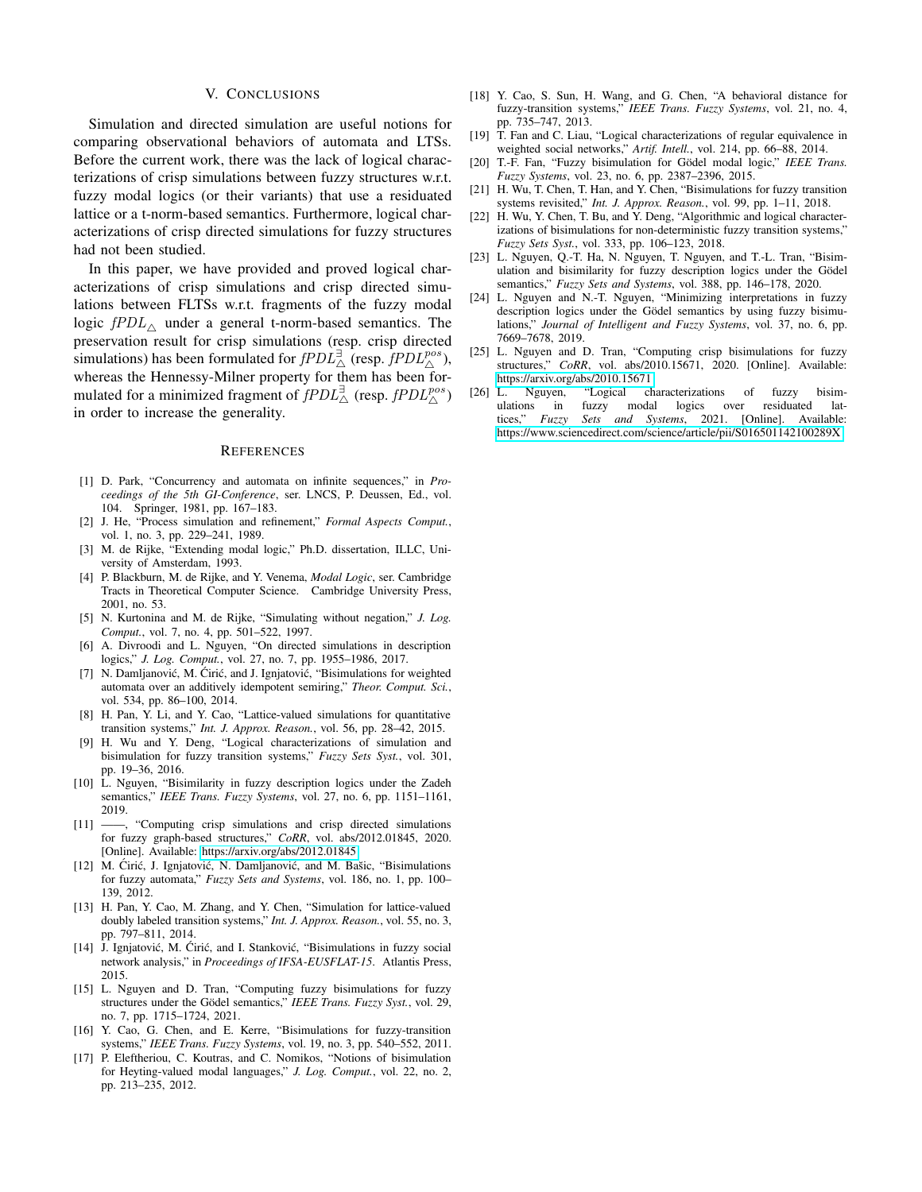## V. Conclusions

Simulation and directed simulation are useful notions for comparing observational behaviors of automata and LTSs. Before the current work, there was the lack of logical characterizations of crisp simulations between fuzzy structures w.r.t. fuzzy modal logics (or their variants) that use a residuated lattice or a t-norm-based semantics. Furthermore, logical characterizations of crisp directed simulations for fuzzy structures had not been studied.

In this paper, we have provided and proved logical characterizations of crisp simulations and crisp directed simulations between FLTSs w.r.t. fragments of the fuzzy modal logic $fPDL_{\triangle}$ under a general t-norm-based semantics. The preservation result for crisp simulations (resp. crisp directed simulations) has been formulated for $fPDL_{\triangle}^{\exists}$ (resp. $fPDL_{\triangle}^{pos}$), whereas the Hennessy-Milner property for them has been formulated for a minimized fragment of $fPDL_{\triangle}^{\exists}$ (resp. $fPDL_{\triangle}^{pos}$) in order to increase the generality.

## References

[1] D. Park, "Concurrency and automata on infinite sequences," in *Proceedings of the 5th GI-Conference*, ser. LNCS, P. Deussen, Ed., vol. 104. Springer, 1981, pp. 167–183.

[2] J. He, "Process simulation and refinement," *Formal Aspects Comput.*, vol. 1, no. 3, pp. 229–241, 1989.

[3] M. de Rijke, "Extending modal logic," Ph.D. dissertation, ILLC, University of Amsterdam, 1993.

[4] P. Blackburn, M. de Rijke, and Y. Venema, *Modal Logic*, ser. Cambridge Tracts in Theoretical Computer Science. Cambridge University Press, 2001, no. 53.

[5] N. Kurtonina and M. de Rijke, "Simulating without negation," *J. Log. Comput.*, vol. 7, no. 4, pp. 501–522, 1997.

[6] A. Divroodi and L. Nguyen, "On directed simulations in description logics," *J. Log. Comput.*, vol. 27, no. 7, pp. 1955–1986, 2017.

[7] N. Damljanović, M. Ćirić, and J. Ignjatović, "Bisimulations for weighted automata over an additively idempotent semiring," *Theor. Comput. Sci.*, vol. 534, pp. 86–100, 2014.

[8] H. Pan, Y. Li, and Y. Cao, "Lattice-valued simulations for quantitative transition systems," *Int. J. Approx. Reason.*, vol. 56, pp. 28–42, 2015.

[9] H. Wu and Y. Deng, "Logical characterizations of simulation and bisimulation for fuzzy transition systems," *Fuzzy Sets Syst.*, vol. 301, pp. 19–36, 2016.

[10] L. Nguyen, "Bisimilarity in fuzzy description logics under the Zadeh semantics," *IEEE Trans. Fuzzy Systems*, vol. 27, no. 6, pp. 1151–1161, 2019.

[11] ——, "Computing crisp simulations and crisp directed simulations for fuzzy graph-based structures," *CoRR*, vol. abs/2012.01845, 2020. [Online]. Available: https://arxiv.org/abs/2012.01845

[12] M. Ćirić, J. Ignjatović, N. Damljanović, and M. Bašic, "Bisimulations for fuzzy automata," *Fuzzy Sets and Systems*, vol. 186, no. 1, pp. 100–139, 2012.

[13] H. Pan, Y. Cao, M. Zhang, and Y. Chen, "Simulation for lattice-valued doubly labeled transition systems," *Int. J. Approx. Reason.*, vol. 55, no. 3, pp. 797–811, 2014.

[14] J. Ignjatović, M. Ćirić, and I. Stanković, "Bisimulations in fuzzy social network analysis," in *Proceedings of IFSA-EUSFLAT-15*. Atlantis Press, 2015.

[15] L. Nguyen and D. Tran, "Computing fuzzy bisimulations for fuzzy structures under the Gödel semantics," *IEEE Trans. Fuzzy Syst.*, vol. 29, no. 7, pp. 1715–1724, 2021.

[16] Y. Cao, G. Chen, and E. Kerre, "Bisimulations for fuzzy-transition systems," *IEEE Trans. Fuzzy Systems*, vol. 19, no. 3, pp. 540–552, 2011.

[17] P. Eleftheriou, C. Koutras, and C. Nomikos, "Notions of bisimulation for Heyting-valued modal languages," *J. Log. Comput.*, vol. 22, no. 2, pp. 213–235, 2012.

[18] Y. Cao, S. Sun, H. Wang, and G. Chen, "A behavioral distance for fuzzy-transition systems," *IEEE Trans. Fuzzy Systems*, vol. 21, no. 4, pp. 735–747, 2013.

[19] T. Fan and C. Liau, "Logical characterizations of regular equivalence in weighted social networks," *Artif. Intell.*, vol. 214, pp. 66–88, 2014.

[20] T.-F. Fan, "Fuzzy bisimulation for Gödel modal logic," *IEEE Trans. Fuzzy Systems*, vol. 23, no. 6, pp. 2387–2396, 2015.

[21] H. Wu, T. Chen, T. Han, and Y. Chen, "Bisimulations for fuzzy transition systems revisited," *Int. J. Approx. Reason.*, vol. 99, pp. 1–11, 2018.

[22] H. Wu, Y. Chen, T. Bu, and Y. Deng, "Algorithmic and logical characterizations of bisimulations for non-deterministic fuzzy transition systems," *Fuzzy Sets Syst.*, vol. 333, pp. 106–123, 2018.

[23] L. Nguyen, Q.-T. Ha, N. Nguyen, T. Nguyen, and T.-L. Tran, "Bisimulation and bisimilarity for fuzzy description logics under the Gödel semantics," *Fuzzy Sets and Systems*, vol. 388, pp. 146–178, 2020.

[24] L. Nguyen and N.-T. Nguyen, "Minimizing interpretations in fuzzy description logics under the Gödel semantics by using fuzzy bisimulations," *Journal of Intelligent and Fuzzy Systems*, vol. 37, no. 6, pp. 7669–7678, 2019.

[25] L. Nguyen and D. Tran, "Computing crisp bisimulations for fuzzy structures," *CoRR*, vol. abs/2010.15671, 2020. [Online]. Available: https://arxiv.org/abs/2010.15671

[26] L. Nguyen, "Logical characterizations of fuzzy bisimulations in fuzzy modal logics over residuated lattices," *Fuzzy Sets and Systems*, 2021. [Online]. Available: https://www.sciencedirect.com/science/article/pii/S016501142100289X